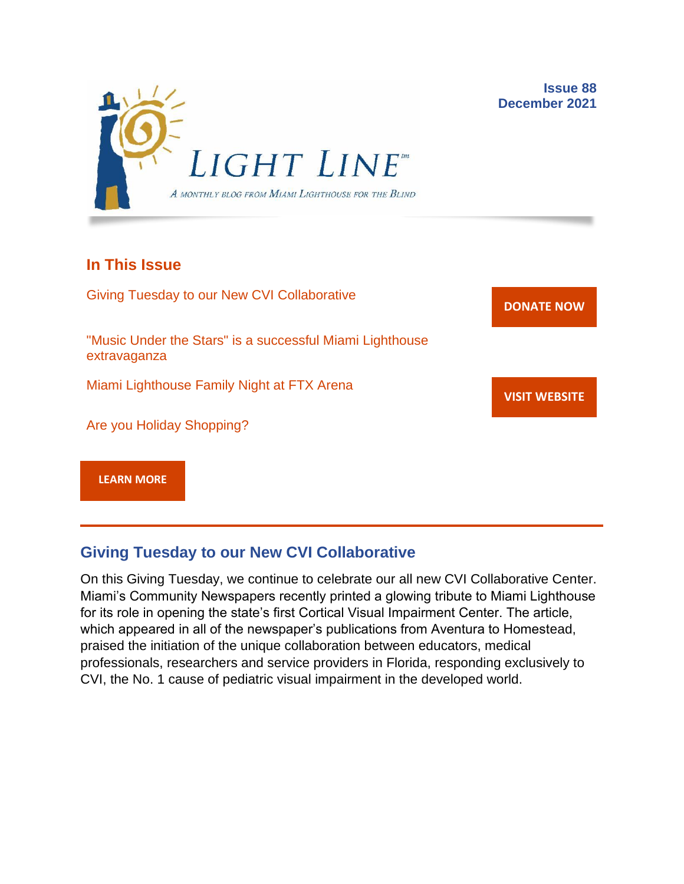# LIGHT LINE™

*A monthly blog from Miami Lighthouse for the Blind*

**Issue 88**
**December 2021**

## In This Issue

Giving Tuesday to our New CVI Collaborative

"Music Under the Stars" is a successful Miami Lighthouse extravaganza

Miami Lighthouse Family Night at FTX Arena

Are you Holiday Shopping?

**DONATE NOW**

**VISIT WEBSITE**

**LEARN MORE**

---

## Giving Tuesday to our New CVI Collaborative

On this Giving Tuesday, we continue to celebrate our all new CVI Collaborative Center. Miami's Community Newspapers recently printed a glowing tribute to Miami Lighthouse for its role in opening the state's first Cortical Visual Impairment Center. The article, which appeared in all of the newspaper's publications from Aventura to Homestead, praised the initiation of the unique collaboration between educators, medical professionals, researchers and service providers in Florida, responding exclusively to CVI, the No. 1 cause of pediatric visual impairment in the developed world.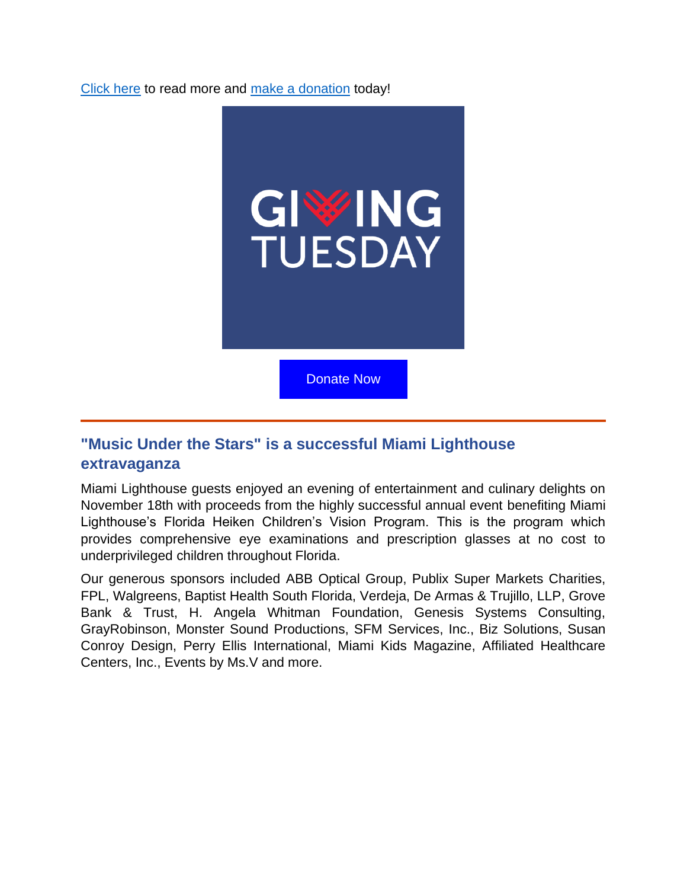Click here to read more and make a donation today!

Donate Now

---

## "Music Under the Stars" is a successful Miami Lighthouse extravaganza

Miami Lighthouse guests enjoyed an evening of entertainment and culinary delights on November 18th with proceeds from the highly successful annual event benefiting Miami Lighthouse's Florida Heiken Children's Vision Program. This is the program which provides comprehensive eye examinations and prescription glasses at no cost to underprivileged children throughout Florida.

Our generous sponsors included ABB Optical Group, Publix Super Markets Charities, FPL, Walgreens, Baptist Health South Florida, Verdeja, De Armas & Trujillo, LLP, Grove Bank & Trust, H. Angela Whitman Foundation, Genesis Systems Consulting, GrayRobinson, Monster Sound Productions, SFM Services, Inc., Biz Solutions, Susan Conroy Design, Perry Ellis International, Miami Kids Magazine, Affiliated Healthcare Centers, Inc., Events by Ms.V and more.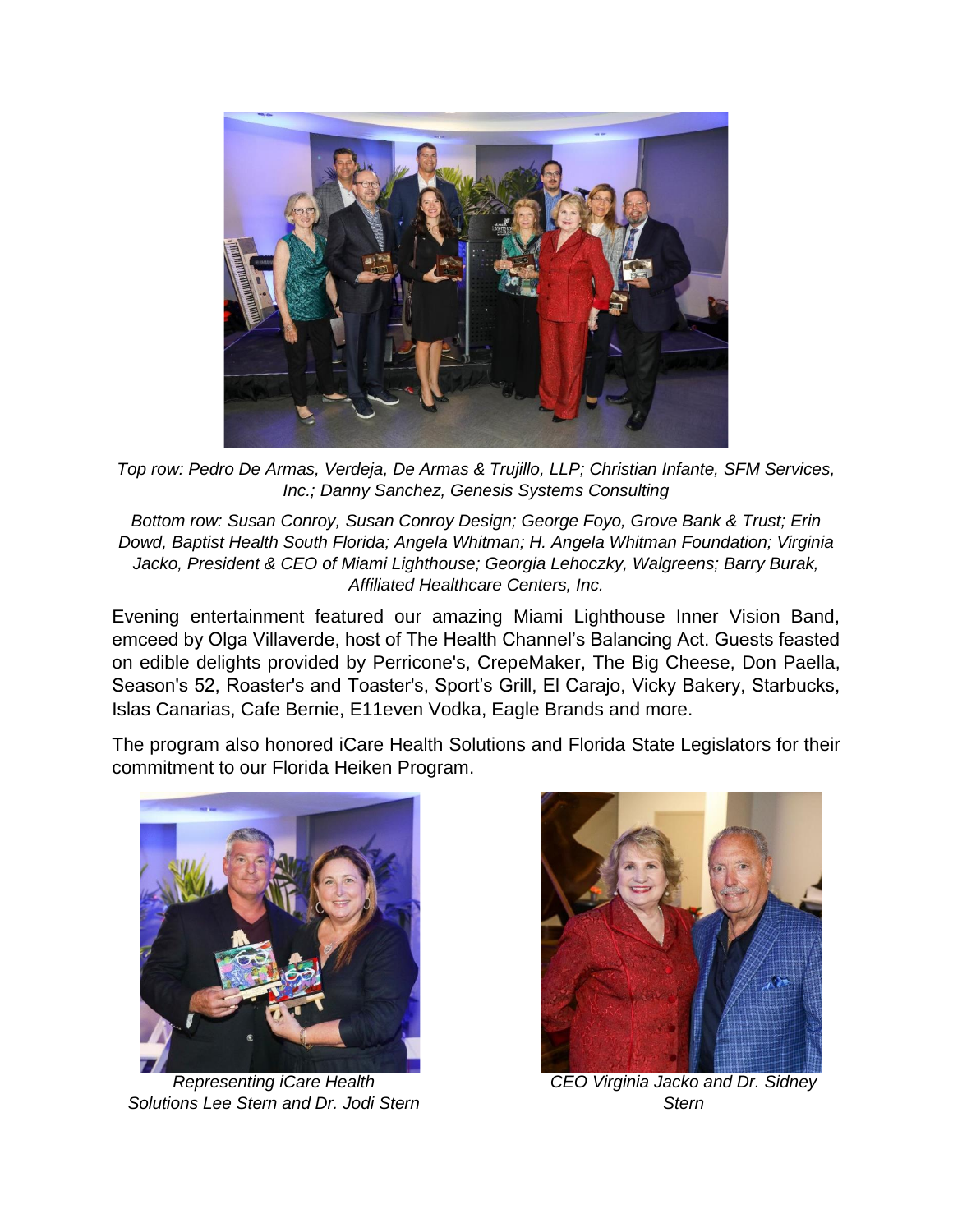*Top row: Pedro De Armas, Verdeja, De Armas & Trujillo, LLP; Christian Infante, SFM Services, Inc.; Danny Sanchez, Genesis Systems Consulting*

*Bottom row: Susan Conroy, Susan Conroy Design; George Foyo, Grove Bank & Trust; Erin Dowd, Baptist Health South Florida; Angela Whitman; H. Angela Whitman Foundation; Virginia Jacko, President & CEO of Miami Lighthouse; Georgia Lehoczky, Walgreens; Barry Burak, Affiliated Healthcare Centers, Inc.*

Evening entertainment featured our amazing Miami Lighthouse Inner Vision Band, emceed by Olga Villaverde, host of The Health Channel's Balancing Act. Guests feasted on edible delights provided by Perricone's, CrepeMaker, The Big Cheese, Don Paella, Season's 52, Roaster's and Toaster's, Sport's Grill, El Carajo, Vicky Bakery, Starbucks, Islas Canarias, Cafe Bernie, E11even Vodka, Eagle Brands and more.

The program also honored iCare Health Solutions and Florida State Legislators for their commitment to our Florida Heiken Program.

*Representing iCare Health Solutions Lee Stern and Dr. Jodi Stern*

*CEO Virginia Jacko and Dr. Sidney Stern*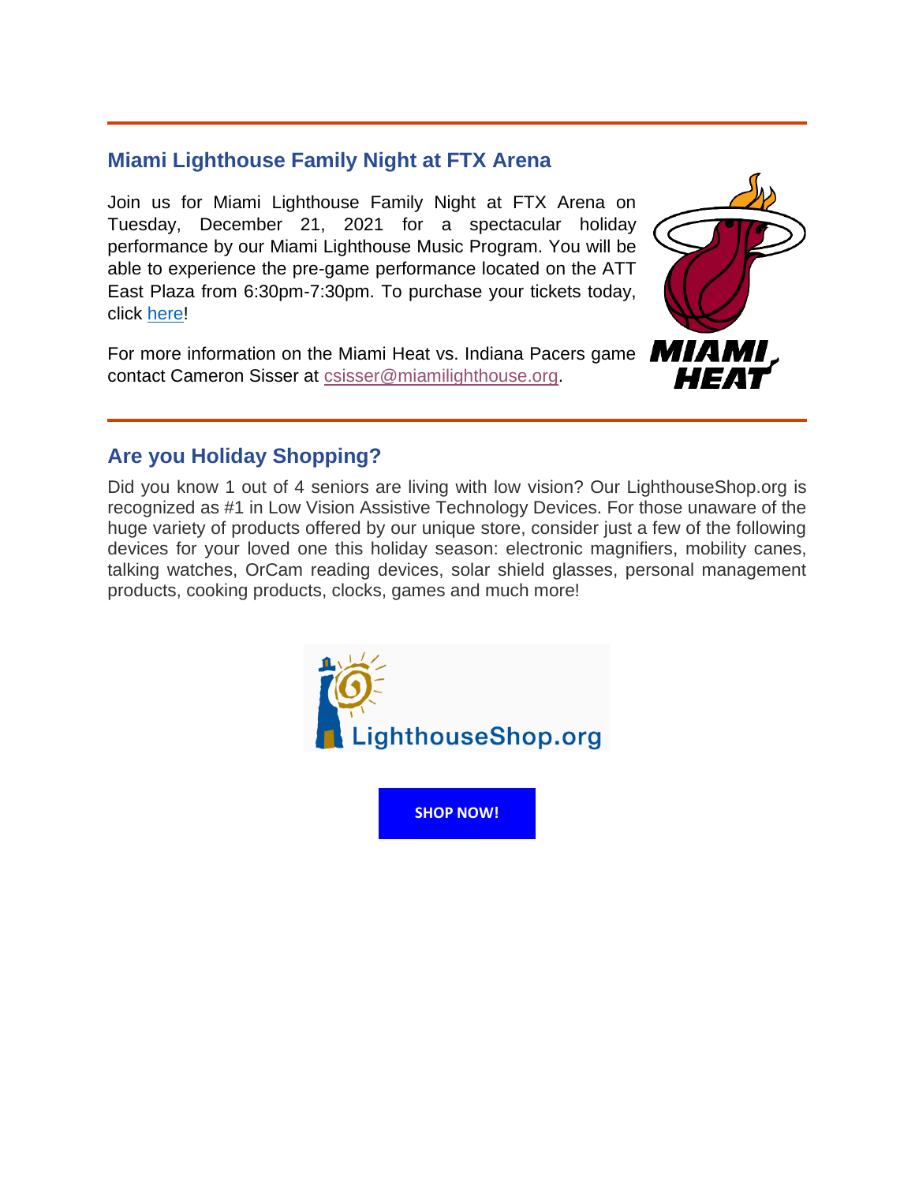---

## Miami Lighthouse Family Night at FTX Arena

Join us for Miami Lighthouse Family Night at FTX Arena on Tuesday, December 21, 2021 for a spectacular holiday performance by our Miami Lighthouse Music Program. You will be able to experience the pre-game performance located on the ATT East Plaza from 6:30pm-7:30pm. To purchase your tickets today, click here!

For more information on the Miami Heat vs. Indiana Pacers game contact Cameron Sisser at csisser@miamilighthouse.org.

---

## Are you Holiday Shopping?

Did you know 1 out of 4 seniors are living with low vision? Our LighthouseShop.org is recognized as #1 in Low Vision Assistive Technology Devices. For those unaware of the huge variety of products offered by our unique store, consider just a few of the following devices for your loved one this holiday season: electronic magnifiers, mobility canes, talking watches, OrCam reading devices, solar shield glasses, personal management products, cooking products, clocks, games and much more!

LighthouseShop.org

**SHOP NOW!**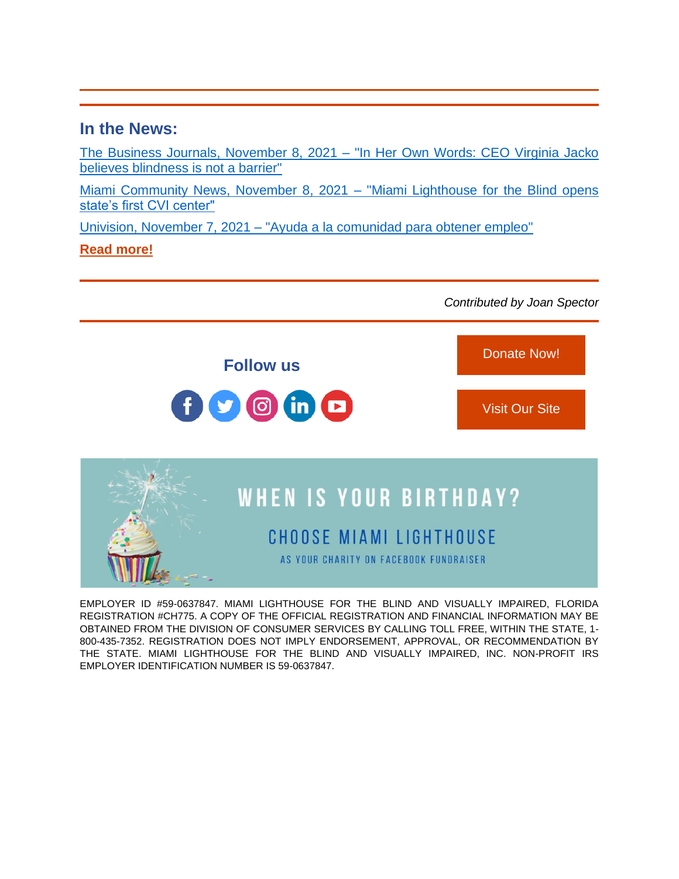## In the News:

The Business Journals, November 8, 2021 – "In Her Own Words: CEO Virginia Jacko believes blindness is not a barrier"

Miami Community News, November 8, 2021 – "Miami Lighthouse for the Blind opens state's first CVI center"

Univision, November 7, 2021 – "Ayuda a la comunidad para obtener empleo"

**Read more!**

*Contributed by Joan Spector*

**Follow us**

Donate Now!

Visit Our Site

WHEN IS YOUR BIRTHDAY?

CHOOSE MIAMI LIGHTHOUSE

AS YOUR CHARITY ON FACEBOOK FUNDRAISER

EMPLOYER ID #59-0637847. MIAMI LIGHTHOUSE FOR THE BLIND AND VISUALLY IMPAIRED, FLORIDA REGISTRATION #CH775. A COPY OF THE OFFICIAL REGISTRATION AND FINANCIAL INFORMATION MAY BE OBTAINED FROM THE DIVISION OF CONSUMER SERVICES BY CALLING TOLL FREE, WITHIN THE STATE, 1-800-435-7352. REGISTRATION DOES NOT IMPLY ENDORSEMENT, APPROVAL, OR RECOMMENDATION BY THE STATE. MIAMI LIGHTHOUSE FOR THE BLIND AND VISUALLY IMPAIRED, INC. NON-PROFIT IRS EMPLOYER IDENTIFICATION NUMBER IS 59-0637847.